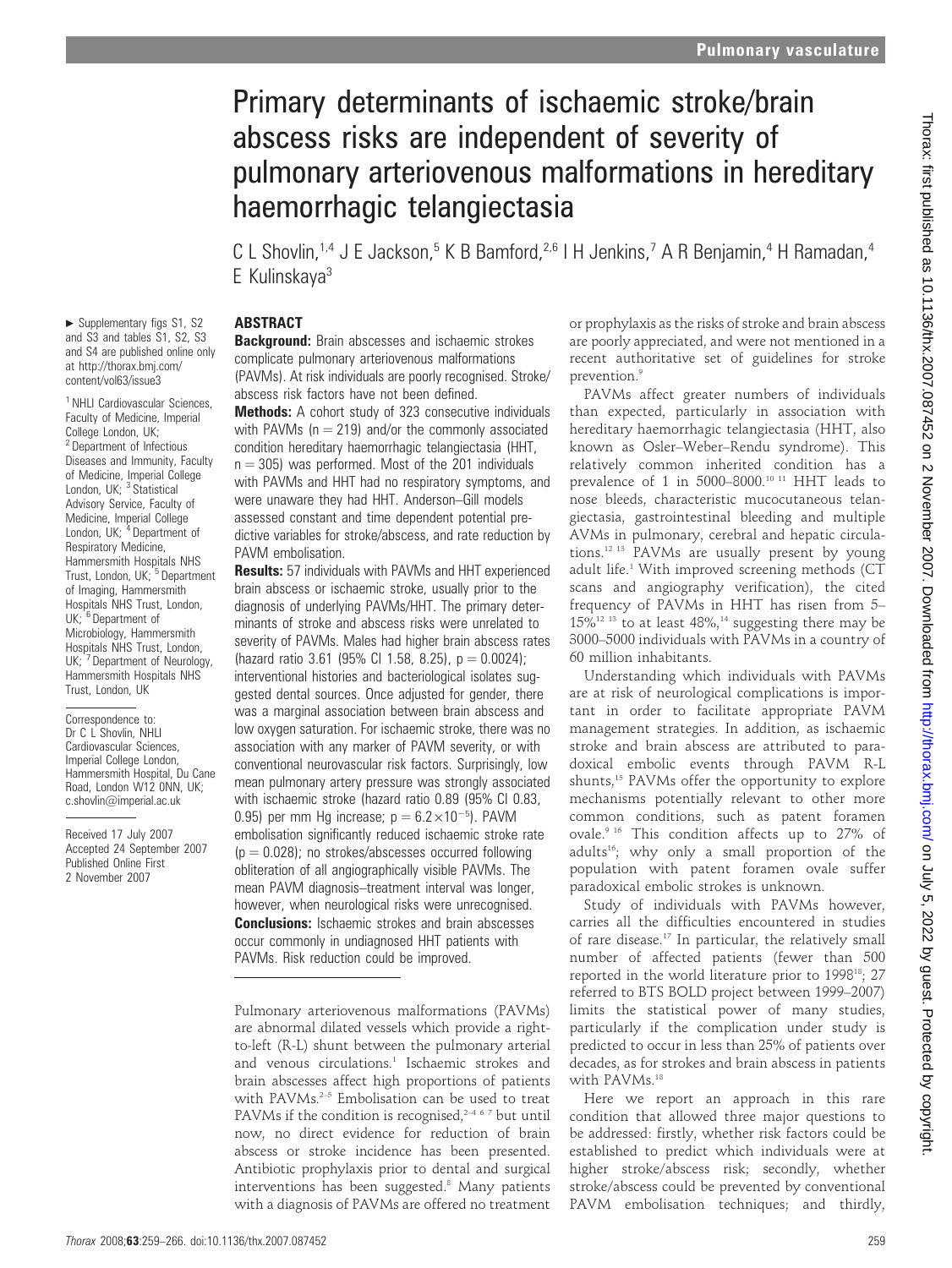# Primary determinants of ischaemic stroke/brain abscess risks are independent of severity of pulmonary arteriovenous malformations in hereditary haemorrhagic telangiectasia

C L Shovlin,[1,4] J E Jackson,[5] K B Bamford,[2,6] I H Jenkins,[7] A R Benjamin,[4] H Ramadan,[4] E Kulinskaya[3]

► Supplementary figs S1, S2 and S3 and tables S1, S2, S3 and S4 are published online only at http://thorax.bmj.com/content/vol63/issue3

[1] NHLI Cardiovascular Sciences, Faculty of Medicine, Imperial College London, UK; [2] Department of Infectious Diseases and Immunity, Faculty of Medicine, Imperial College London, UK; [3] Statistical Advisory Service, Faculty of Medicine, Imperial College London, UK; [4] Department of Respiratory Medicine, Hammersmith Hospitals NHS Trust, London, UK; [5] Department of Imaging, Hammersmith Hospitals NHS Trust, London, UK; [6] Department of Microbiology, Hammersmith Hospitals NHS Trust, London, UK; [7] Department of Neurology, Hammersmith Hospitals NHS Trust, London, UK

Correspondence to: Dr C L Shovlin, NHLI Cardiovascular Sciences, Imperial College London, Hammersmith Hospital, Du Cane Road, London W12 0NN, UK; c.shovlin@imperial.ac.uk

Received 17 July 2007
Accepted 24 September 2007
Published Online First 2 November 2007

## ABSTRACT

**Background:** Brain abscesses and ischaemic strokes complicate pulmonary arteriovenous malformations (PAVMs). At risk individuals are poorly recognised. Stroke/abscess risk factors have not been defined.

**Methods:** A cohort study of 323 consecutive individuals with PAVMs (n = 219) and/or the commonly associated condition hereditary haemorrhagic telangiectasia (HHT, n = 305) was performed. Most of the 201 individuals with PAVMs and HHT had no respiratory symptoms, and were unaware they had HHT. Anderson–Gill models assessed constant and time dependent potential predictive variables for stroke/abscess, and rate reduction by PAVM embolisation.

**Results:** 57 individuals with PAVMs and HHT experienced brain abscess or ischaemic stroke, usually prior to the diagnosis of underlying PAVMs/HHT. The primary determinants of stroke and abscess risks were unrelated to severity of PAVMs. Males had higher brain abscess rates (hazard ratio 3.61 (95% CI 1.58, 8.25), p = 0.0024); interventional histories and bacteriological isolates suggested dental sources. Once adjusted for gender, there was a marginal association between brain abscess and low oxygen saturation. For ischaemic stroke, there was no association with any marker of PAVM severity, or with conventional neurovascular risk factors. Surprisingly, low mean pulmonary artery pressure was strongly associated with ischaemic stroke (hazard ratio 0.89 (95% CI 0.83, 0.95) per mm Hg increase; $p = 6.2\times10^{-5}$). PAVM embolisation significantly reduced ischaemic stroke rate (p = 0.028); no strokes/abscesses occurred following obliteration of all angiographically visible PAVMs. The mean PAVM diagnosis–treatment interval was longer, however, when neurological risks were unrecognised.

**Conclusions:** Ischaemic strokes and brain abscesses occur commonly in undiagnosed HHT patients with PAVMs. Risk reduction could be improved.

Pulmonary arteriovenous malformations (PAVMs) are abnormal dilated vessels which provide a right-to-left (R-L) shunt between the pulmonary arterial and venous circulations.[1] Ischaemic strokes and brain abscesses affect high proportions of patients with PAVMs.[2–5] Embolisation can be used to treat PAVMs if the condition is recognised,[2–4 6 7] but until now, no direct evidence for reduction of brain abscess or stroke incidence has been presented. Antibiotic prophylaxis prior to dental and surgical interventions has been suggested.[8] Many patients with a diagnosis of PAVMs are offered no treatment or prophylaxis as the risks of stroke and brain abscess are poorly appreciated, and were not mentioned in a recent authoritative set of guidelines for stroke prevention.[9]

PAVMs affect greater numbers of individuals than expected, particularly in association with hereditary haemorrhagic telangiectasia (HHT, also known as Osler–Weber–Rendu syndrome). This relatively common inherited condition has a prevalence of 1 in 5000–8000.[10 11] HHT leads to nose bleeds, characteristic mucocutaneous telangiectasia, gastrointestinal bleeding and multiple AVMs in pulmonary, cerebral and hepatic circulations.[12 13] PAVMs are usually present by young adult life.[1] With improved screening methods (CT scans and angiography verification), the cited frequency of PAVMs in HHT has risen from 5–15%[12 13] to at least 48%,[14] suggesting there may be 3000–5000 individuals with PAVMs in a country of 60 million inhabitants.

Understanding which individuals with PAVMs are at risk of neurological complications is important in order to facilitate appropriate PAVM management strategies. In addition, as ischaemic stroke and brain abscess are attributed to paradoxical embolic events through PAVM R-L shunts,[15] PAVMs offer the opportunity to explore mechanisms potentially relevant to other more common conditions, such as patent foramen ovale.[9 16] This condition affects up to 27% of adults[16]; why only a small proportion of the population with patent foramen ovale suffer paradoxical embolic strokes is unknown.

Study of individuals with PAVMs however, carries all the difficulties encountered in studies of rare disease.[17] In particular, the relatively small number of affected patients (fewer than 500 reported in the world literature prior to 1998[18]; 27 referred to BTS BOLD project between 1999–2007) limits the statistical power of many studies, particularly if the complication under study is predicted to occur in less than 25% of patients over decades, as for strokes and brain abscess in patients with PAVMs.[18]

Here we report an approach in this rare condition that allowed three major questions to be addressed: firstly, whether risk factors could be established to predict which individuals were at higher stroke/abscess risk; secondly, whether stroke/abscess could be prevented by conventional PAVM embolisation techniques; and thirdly,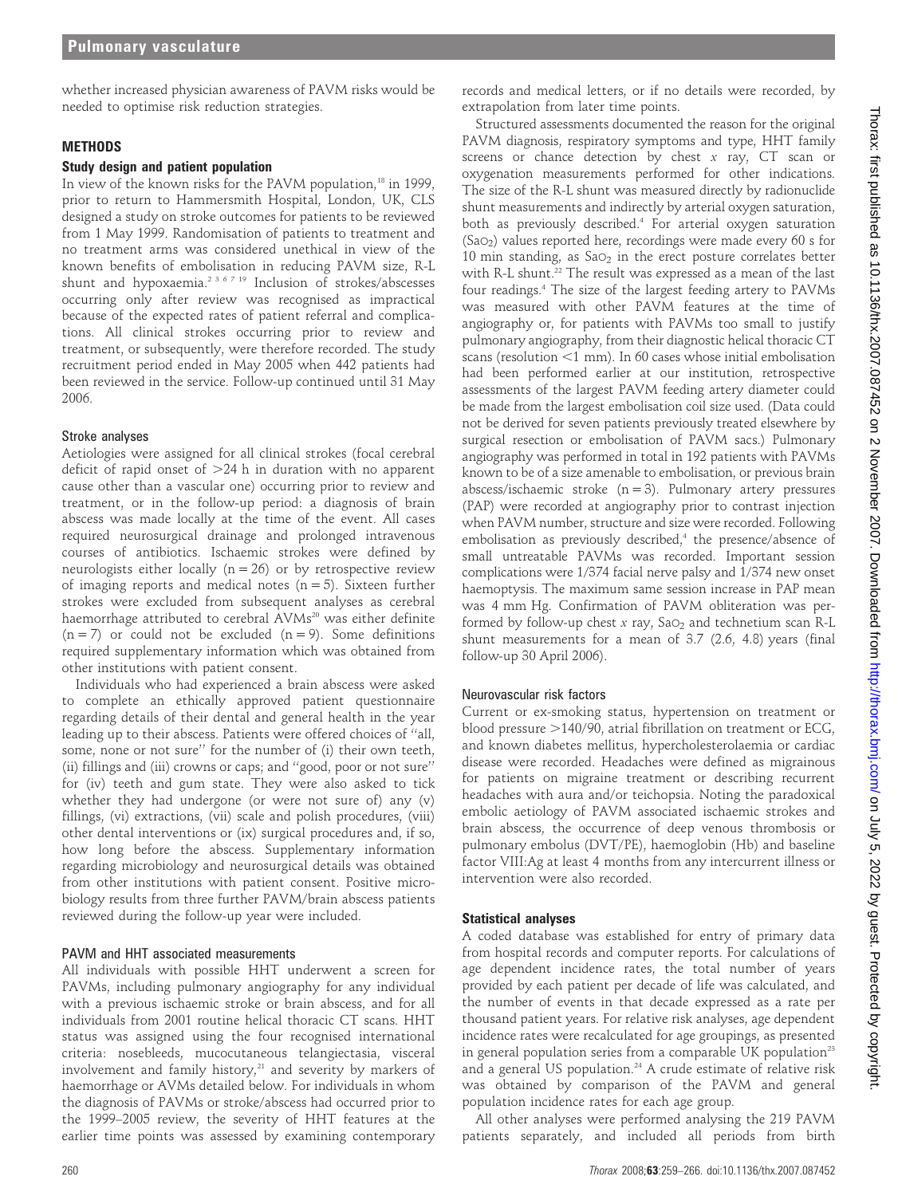whether increased physician awareness of PAVM risks would be needed to optimise risk reduction strategies.

## METHODS

### Study design and patient population

In view of the known risks for the PAVM population,[18] in 1999, prior to return to Hammersmith Hospital, London, UK, CLS designed a study on stroke outcomes for patients to be reviewed from 1 May 1999. Randomisation of patients to treatment and no treatment arms was considered unethical in view of the known benefits of embolisation in reducing PAVM size, R-L shunt and hypoxaemia.[2 3 6 7 19] Inclusion of strokes/abscesses occurring only after review was recognised as impractical because of the expected rates of patient referral and complications. All clinical strokes occurring prior to review and treatment, or subsequently, were therefore recorded. The study recruitment period ended in May 2005 when 442 patients had been reviewed in the service. Follow-up continued until 31 May 2006.

#### Stroke analyses

Aetiologies were assigned for all clinical strokes (focal cerebral deficit of rapid onset of >24 h in duration with no apparent cause other than a vascular one) occurring prior to review and treatment, or in the follow-up period: a diagnosis of brain abscess was made locally at the time of the event. All cases required neurosurgical drainage and prolonged intravenous courses of antibiotics. Ischaemic strokes were defined by neurologists either locally (n = 26) or by retrospective review of imaging reports and medical notes (n = 5). Sixteen further strokes were excluded from subsequent analyses as cerebral haemorrhage attributed to cerebral AVMs[20] was either definite (n = 7) or could not be excluded (n = 9). Some definitions required supplementary information which was obtained from other institutions with patient consent.

Individuals who had experienced a brain abscess were asked to complete an ethically approved patient questionnaire regarding details of their dental and general health in the year leading up to their abscess. Patients were offered choices of "all, some, none or not sure" for the number of (i) their own teeth, (ii) fillings and (iii) crowns or caps; and "good, poor or not sure" for (iv) teeth and gum state. They were also asked to tick whether they had undergone (or were not sure of) any (v) fillings, (vi) extractions, (vii) scale and polish procedures, (viii) other dental interventions or (ix) surgical procedures and, if so, how long before the abscess. Supplementary information regarding microbiology and neurosurgical details was obtained from other institutions with patient consent. Positive microbiology results from three further PAVM/brain abscess patients reviewed during the follow-up year were included.

#### PAVM and HHT associated measurements

All individuals with possible HHT underwent a screen for PAVMs, including pulmonary angiography for any individual with a previous ischaemic stroke or brain abscess, and for all individuals from 2001 routine helical thoracic CT scans. HHT status was assigned using the four recognised international criteria: nosebleeds, mucocutaneous telangiectasia, visceral involvement and family history,[21] and severity by markers of haemorrhage or AVMs detailed below. For individuals in whom the diagnosis of PAVMs or stroke/abscess had occurred prior to the 1999–2005 review, the severity of HHT features at the earlier time points was assessed by examining contemporary records and medical letters, or if no details were recorded, by extrapolation from later time points.

Structured assessments documented the reason for the original PAVM diagnosis, respiratory symptoms and type, HHT family screens or chance detection by chest *x* ray, CT scan or oxygenation measurements performed for other indications. The size of the R-L shunt was measured directly by radionuclide shunt measurements and indirectly by arterial oxygen saturation, both as previously described.[4] For arterial oxygen saturation ($SaO_2$) values reported here, recordings were made every 60 s for 10 min standing, as $SaO_2$ in the erect posture correlates better with R-L shunt.[22] The result was expressed as a mean of the last four readings.[4] The size of the largest feeding artery to PAVMs was measured with other PAVM features at the time of angiography or, for patients with PAVMs too small to justify pulmonary angiography, from their diagnostic helical thoracic CT scans (resolution <1 mm). In 60 cases whose initial embolisation had been performed earlier at our institution, retrospective assessments of the largest PAVM feeding artery diameter could be made from the largest embolisation coil size used. (Data could not be derived for seven patients previously treated elsewhere by surgical resection or embolisation of PAVM sacs.) Pulmonary angiography was performed in total in 192 patients with PAVMs known to be of a size amenable to embolisation, or previous brain abscess/ischaemic stroke (n = 3). Pulmonary artery pressures (PAP) were recorded at angiography prior to contrast injection when PAVM number, structure and size were recorded. Following embolisation as previously described,[4] the presence/absence of small untreatable PAVMs was recorded. Important session complications were 1/374 facial nerve palsy and 1/374 new onset haemoptysis. The maximum same session increase in PAP mean was 4 mm Hg. Confirmation of PAVM obliteration was performed by follow-up chest *x* ray, $SaO_2$ and technetium scan R-L shunt measurements for a mean of 3.7 (2.6, 4.8) years (final follow-up 30 April 2006).

#### Neurovascular risk factors

Current or ex-smoking status, hypertension on treatment or blood pressure >140/90, atrial fibrillation on treatment or ECG, and known diabetes mellitus, hypercholesterolaemia or cardiac disease were recorded. Headaches were defined as migrainous for patients on migraine treatment or describing recurrent headaches with aura and/or teichopsia. Noting the paradoxical embolic aetiology of PAVM associated ischaemic strokes and brain abscess, the occurrence of deep venous thrombosis or pulmonary embolus (DVT/PE), haemoglobin (Hb) and baseline factor VIII:Ag at least 4 months from any intercurrent illness or intervention were also recorded.

### Statistical analyses

A coded database was established for entry of primary data from hospital records and computer reports. For calculations of age dependent incidence rates, the total number of years provided by each patient per decade of life was calculated, and the number of events in that decade expressed as a rate per thousand patient years. For relative risk analyses, age dependent incidence rates were recalculated for age groupings, as presented in general population series from a comparable UK population[23] and a general US population.[24] A crude estimate of relative risk was obtained by comparison of the PAVM and general population incidence rates for each age group.

All other analyses were performed analysing the 219 PAVM patients separately, and included all periods from birth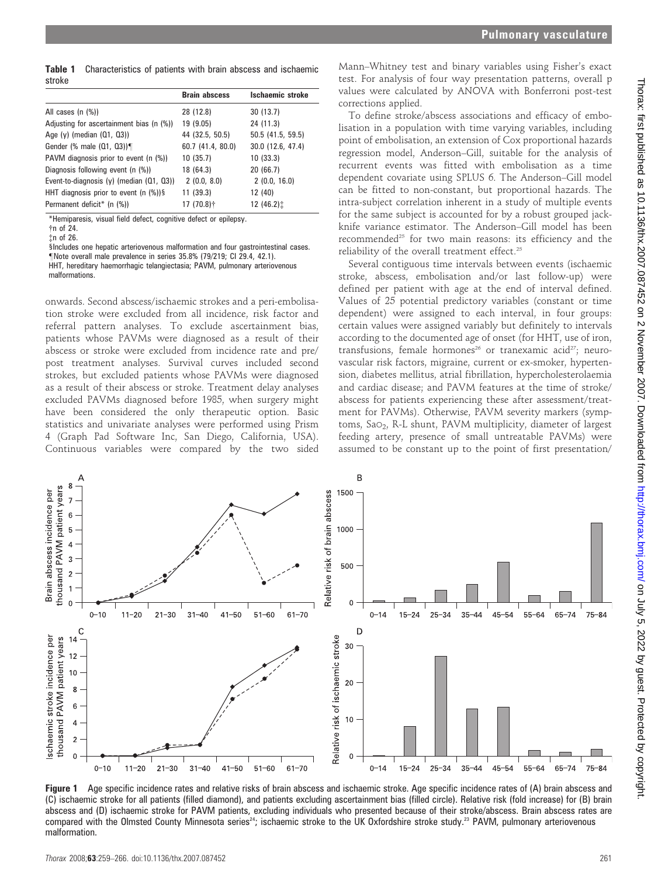**Table 1** Characteristics of patients with brain abscess and ischaemic stroke

| | Brain abscess | Ischaemic stroke |
|---|---|---|
| All cases (n (%)) | 28 (12.8) | 30 (13.7) |
| Adjusting for ascertainment bias (n (%)) | 19 (9.05) | 24 (11.3) |
| Age (y) (median (Q1, Q3)) | 44 (32.5, 50.5) | 50.5 (41.5, 59.5) |
| Gender (% male (Q1, Q3))¶ | 60.7 (41.4, 80.0) | 30.0 (12.6, 47.4) |
| PAVM diagnosis prior to event (n (%)) | 10 (35.7) | 10 (33.3) |
| Diagnosis following event (n (%)) | 18 (64.3) | 20 (66.7) |
| Event-to-diagnosis (y) (median (Q1, Q3)) | 2 (0.0, 8.0) | 2 (0.0, 16.0) |
| HHT diagnosis prior to event (n (%))§ | 11 (39.3) | 12 (40) |
| Permanent deficit* (n (%)) | 17 (70.8)† | 12 (46.2)‡ |

*Hemiparesis, visual field defect, cognitive defect or epilepsy.
†n of 24.
‡n of 26.
§Includes one hepatic arteriovenous malformation and four gastrointestinal cases.
¶Note overall male prevalence in series 35.8% (79/219; CI 29.4, 42.1).
HHT, hereditary haemorrhagic telangiectasia; PAVM, pulmonary arteriovenous malformations.

onwards. Second abscess/ischaemic strokes and a peri-embolisation stroke were excluded from all incidence, risk factor and referral pattern analyses. To exclude ascertainment bias, patients whose PAVMs were diagnosed as a result of their abscess or stroke were excluded from incidence rate and pre/post treatment analyses. Survival curves included second strokes, but excluded patients whose PAVMs were diagnosed as a result of their abscess or stroke. Treatment delay analyses excluded PAVMs diagnosed before 1985, when surgery might have been considered the only therapeutic option. Basic statistics and univariate analyses were performed using Prism 4 (Graph Pad Software Inc, San Diego, California, USA). Continuous variables were compared by the two sided Mann–Whitney test and binary variables using Fisher's exact test. For analysis of four way presentation patterns, overall p values were calculated by ANOVA with Bonferroni post-test corrections applied.

To define stroke/abscess associations and efficacy of embolisation in a population with time varying variables, including point of embolisation, an extension of Cox proportional hazards regression model, Anderson–Gill, suitable for the analysis of recurrent events was fitted with embolisation as a time dependent covariate using SPLUS 6. The Anderson–Gill model can be fitted to non-constant, but proportional hazards. The intra-subject correlation inherent in a study of multiple events for the same subject is accounted for by a robust grouped jack-knife variance estimator. The Anderson–Gill model has been recommended[25] for two main reasons: its efficiency and the reliability of the overall treatment effect.[25]

Several contiguous time intervals between events (ischaemic stroke, abscess, embolisation and/or last follow-up) were defined per patient with age at the end of interval defined. Values of 25 potential predictory variables (constant or time dependent) were assigned to each interval, in four groups: certain values were assigned variably but definitely to intervals according to the documented age of onset (for HHT, use of iron, transfusions, female hormones[26] or tranexamic acid[27]; neurovascular risk factors, migraine, current or ex-smoker, hypertension, diabetes mellitus, atrial fibrillation, hypercholesterolaemia and cardiac disease; and PAVM features at the time of stroke/abscess for patients experiencing these after assessment/treatment for PAVMs). Otherwise, PAVM severity markers (symptoms, $SaO_2$, R-L shunt, PAVM multiplicity, diameter of largest feeding artery, presence of small untreatable PAVMs) were assumed to be constant up to the point of first presentation/

**Figure 1** Age specific incidence rates and relative risks of brain abscess and ischaemic stroke. Age specific incidence rates of (A) brain abscess and (C) ischaemic stroke for all patients (filled diamond), and patients excluding ascertainment bias (filled circle). Relative risk (fold increase) for (B) brain abscess and (D) ischaemic stroke for PAVM patients, excluding individuals who presented because of their stroke/abscess. Brain abscess rates are compared with the Olmsted County Minnesota series[24]; ischaemic stroke to the UK Oxfordshire stroke study.[23] PAVM, pulmonary arteriovenous malformation.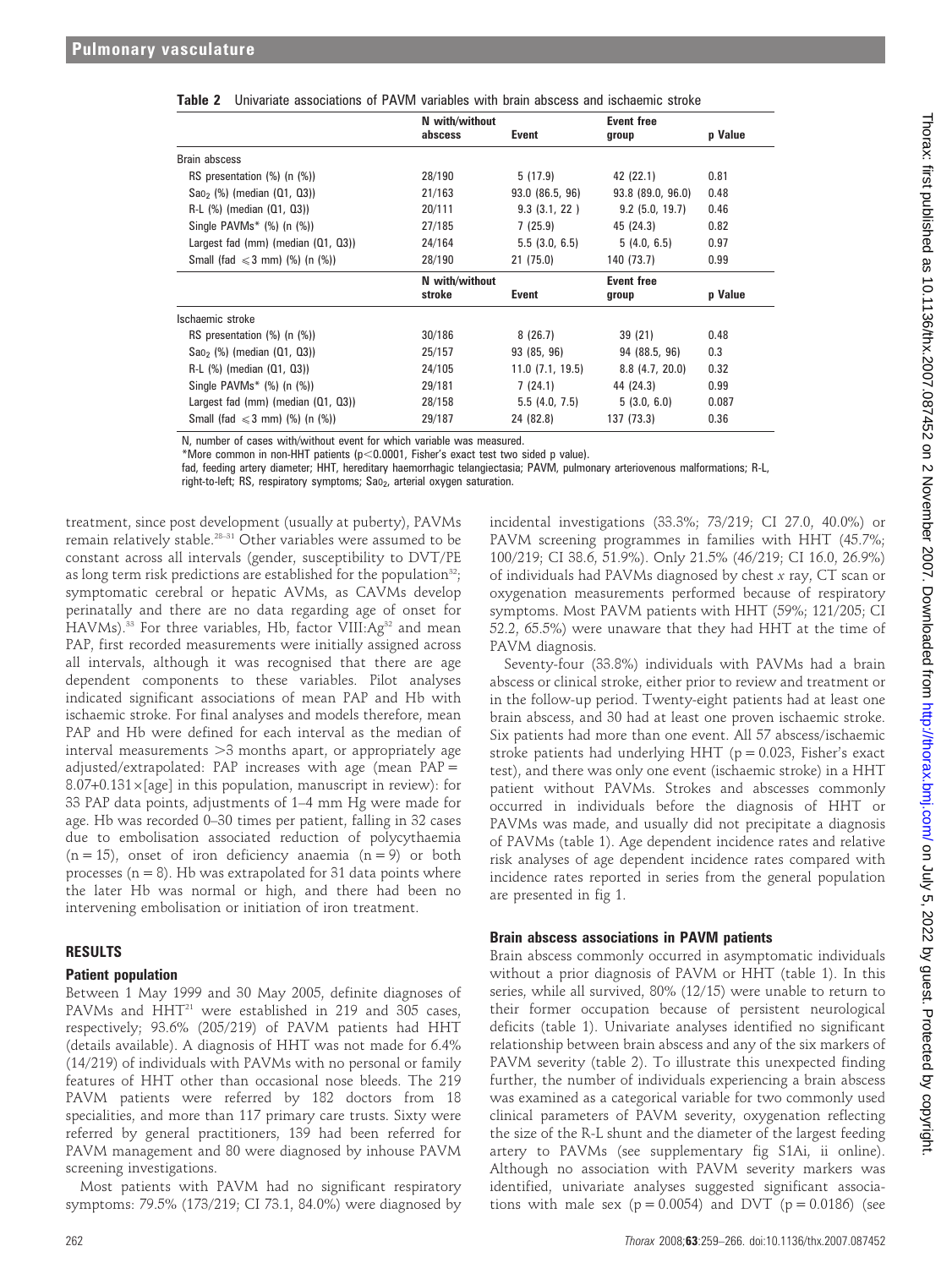**Table 2** Univariate associations of PAVM variables with brain abscess and ischaemic stroke

| | N with/without abscess | Event | Event free group | p Value |
|---|---|---|---|---|
| Brain abscess | | | | |
| RS presentation (%) (n (%)) | 28/190 | 5 (17.9) | 42 (22.1) | 0.81 |
| $Sao_2$ (%) (median (Q1, Q3)) | 21/163 | 93.0 (86.5, 96) | 93.8 (89.0, 96.0) | 0.48 |
| R-L (%) (median (Q1, Q3)) | 20/111 | 9.3 (3.1, 22 ) | 9.2 (5.0, 19.7) | 0.46 |
| Single PAVMs* (%) (n (%)) | 27/185 | 7 (25.9) | 45 (24.3) | 0.82 |
| Largest fad (mm) (median (Q1, Q3)) | 24/164 | 5.5 (3.0, 6.5) | 5 (4.0, 6.5) | 0.97 |
| Small (fad $\leqslant$3 mm) (%) (n (%)) | 28/190 | 21 (75.0) | 140 (73.7) | 0.99 |
| | **N with/without stroke** | **Event** | **Event free group** | **p Value** |
| Ischaemic stroke | | | | |
| RS presentation (%) (n (%)) | 30/186 | 8 (26.7) | 39 (21) | 0.48 |
| $Sao_2$ (%) (median (Q1, Q3)) | 25/157 | 93 (85, 96) | 94 (88.5, 96) | 0.3 |
| R-L (%) (median (Q1, Q3)) | 24/105 | 11.0 (7.1, 19.5) | 8.8 (4.7, 20.0) | 0.32 |
| Single PAVMs* (%) (n (%)) | 29/181 | 7 (24.1) | 44 (24.3) | 0.99 |
| Largest fad (mm) (median (Q1, Q3)) | 28/158 | 5.5 (4.0, 7.5) | 5 (3.0, 6.0) | 0.087 |
| Small (fad $\leqslant$3 mm) (%) (n (%)) | 29/187 | 24 (82.8) | 137 (73.3) | 0.36 |

N, number of cases with/without event for which variable was measured.
*More common in non-HHT patients ($p<0.0001$, Fisher's exact test two sided p value).
fad, feeding artery diameter; HHT, hereditary haemorrhagic telangiectasia; PAVM, pulmonary arteriovenous malformations; R-L, right-to-left; RS, respiratory symptoms; $Sao_2$, arterial oxygen saturation.

treatment, since post development (usually at puberty), PAVMs remain relatively stable.[28–31] Other variables were assumed to be constant across all intervals (gender, susceptibility to DVT/PE as long term risk predictions are established for the population[32]; symptomatic cerebral or hepatic AVMs, as CAVMs develop perinatally and there are no data regarding age of onset for HAVMs).[33] For three variables, Hb, factor VIII:Ag[32] and mean PAP, first recorded measurements were initially assigned across all intervals, although it was recognised that there are age dependent components to these variables. Pilot analyses indicated significant associations of mean PAP and Hb with ischaemic stroke. For final analyses and models therefore, mean PAP and Hb were defined for each interval as the median of interval measurements >3 months apart, or appropriately age adjusted/extrapolated: PAP increases with age (mean PAP = $8.07+0.131\times$[age] in this population, manuscript in review): for 33 PAP data points, adjustments of 1–4 mm Hg were made for age. Hb was recorded 0–30 times per patient, falling in 32 cases due to embolisation associated reduction of polycythaemia (n = 15), onset of iron deficiency anaemia (n = 9) or both processes (n = 8). Hb was extrapolated for 31 data points where the later Hb was normal or high, and there had been no intervening embolisation or initiation of iron treatment.

## RESULTS

### Patient population

Between 1 May 1999 and 30 May 2005, definite diagnoses of PAVMs and HHT[21] were established in 219 and 305 cases, respectively; 93.6% (205/219) of PAVM patients had HHT (details available). A diagnosis of HHT was not made for 6.4% (14/219) of individuals with PAVMs with no personal or family features of HHT other than occasional nose bleeds. The 219 PAVM patients were referred by 182 doctors from 18 specialities, and more than 117 primary care trusts. Sixty were referred by general practitioners, 139 had been referred for PAVM management and 80 were diagnosed by inhouse PAVM screening investigations.

Most patients with PAVM had no significant respiratory symptoms: 79.5% (173/219; CI 73.1, 84.0%) were diagnosed by incidental investigations (33.3%; 73/219; CI 27.0, 40.0%) or PAVM screening programmes in families with HHT (45.7%; 100/219; CI 38.6, 51.9%). Only 21.5% (46/219; CI 16.0, 26.9%) of individuals had PAVMs diagnosed by chest *x* ray, CT scan or oxygenation measurements performed because of respiratory symptoms. Most PAVM patients with HHT (59%; 121/205; CI 52.2, 65.5%) were unaware that they had HHT at the time of PAVM diagnosis.

Seventy-four (33.8%) individuals with PAVMs had a brain abscess or clinical stroke, either prior to review and treatment or in the follow-up period. Twenty-eight patients had at least one brain abscess, and 30 had at least one proven ischaemic stroke. Six patients had more than one event. All 57 abscess/ischaemic stroke patients had underlying HHT (p = 0.023, Fisher's exact test), and there was only one event (ischaemic stroke) in a HHT patient without PAVMs. Strokes and abscesses commonly occurred in individuals before the diagnosis of HHT or PAVMs was made, and usually did not precipitate a diagnosis of PAVMs (table 1). Age dependent incidence rates and relative risk analyses of age dependent incidence rates compared with incidence rates reported in series from the general population are presented in fig 1.

### Brain abscess associations in PAVM patients

Brain abscess commonly occurred in asymptomatic individuals without a prior diagnosis of PAVM or HHT (table 1). In this series, while all survived, 80% (12/15) were unable to return to their former occupation because of persistent neurological deficits (table 1). Univariate analyses identified no significant relationship between brain abscess and any of the six markers of PAVM severity (table 2). To illustrate this unexpected finding further, the number of individuals experiencing a brain abscess was examined as a categorical variable for two commonly used clinical parameters of PAVM severity, oxygenation reflecting the size of the R-L shunt and the diameter of the largest feeding artery to PAVMs (see supplementary fig S1Ai, ii online). Although no association with PAVM severity markers was identified, univariate analyses suggested significant associations with male sex (p = 0.0054) and DVT (p = 0.0186) (see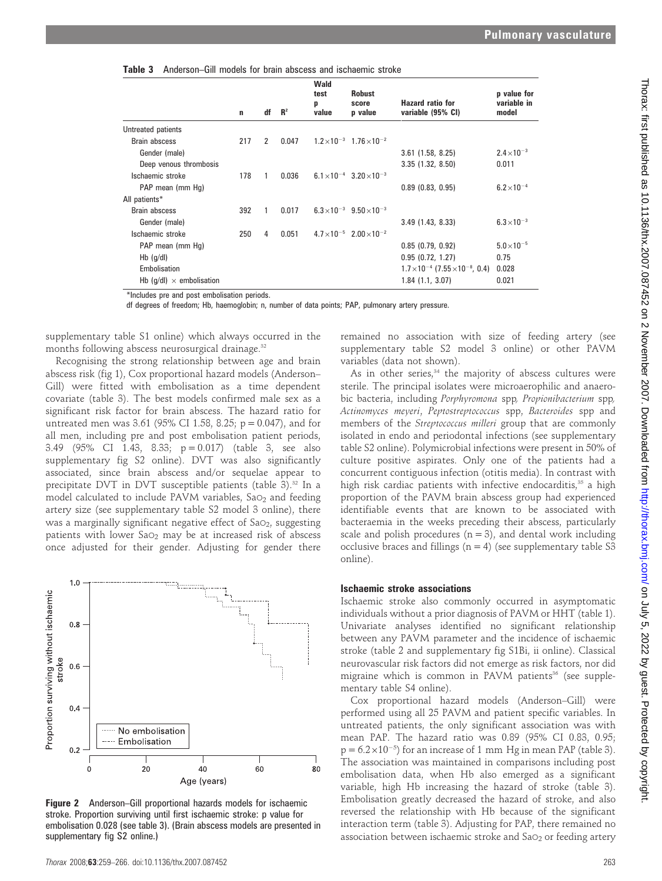**Table 3** Anderson–Gill models for brain abscess and ischaemic stroke

| | n | df | $R^2$ | Wald test p value | Robust score p value | Hazard ratio for variable (95% CI) | p value for variable in model |
|---|---|---|---|---|---|---|---|
| Untreated patients | | | | | | | |
| Brain abscess | 217 | 2 | 0.047 | $1.2\times10^{-3}$ | $1.76\times10^{-2}$ | | |
| Gender (male) | | | | | | 3.61 (1.58, 8.25) | $2.4\times10^{-3}$ |
| Deep venous thrombosis | | | | | | 3.35 (1.32, 8.50) | 0.011 |
| Ischaemic stroke | 178 | 1 | 0.036 | $6.1\times10^{-4}$ | $3.20\times10^{-3}$ | | |
| PAP mean (mm Hg) | | | | | | 0.89 (0.83, 0.95) | $6.2\times10^{-4}$ |
| All patients* | | | | | | | |
| Brain abscess | 392 | 1 | 0.017 | $6.3\times10^{-3}$ | $9.50\times10^{-3}$ | | |
| Gender (male) | | | | | | 3.49 (1.43, 8.33) | $6.3\times10^{-3}$ |
| Ischaemic stroke | 250 | 4 | 0.051 | $4.7\times10^{-5}$ | $2.00\times10^{-2}$ | | |
| PAP mean (mm Hg) | | | | | | 0.85 (0.79, 0.92) | $5.0\times10^{-5}$ |
| Hb (g/dl) | | | | | | 0.95 (0.72, 1.27) | 0.75 |
| Embolisation | | | | | | $1.7\times10^{-4}$ ($7.55\times10^{-8}$, 0.4) | 0.028 |
| Hb (g/dl) × embolisation | | | | | | 1.84 (1.1, 3.07) | 0.021 |

*Includes pre and post embolisation periods.

df degrees of freedom; Hb, haemoglobin; n, number of data points; PAP, pulmonary artery pressure.

supplementary table S1 online) which always occurred in the months following abscess neurosurgical drainage.[32]

Recognising the strong relationship between age and brain abscess risk (fig 1), Cox proportional hazard models (Anderson–Gill) were fitted with embolisation as a time dependent covariate (table 3). The best models confirmed male sex as a significant risk factor for brain abscess. The hazard ratio for untreated men was 3.61 (95% CI 1.58, 8.25; p = 0.047), and for all men, including pre and post embolisation patient periods, 3.49 (95% CI 1.43, 8.33; p = 0.017) (table 3, see also supplementary fig S2 online). DVT was also significantly associated, since brain abscess and/or sequelae appear to precipitate DVT in DVT susceptible patients (table 3).[32] In a model calculated to include PAVM variables, $SaO_2$ and feeding artery size (see supplementary table S2 model 3 online), there was a marginally significant negative effect of $SaO_2$, suggesting patients with lower $SaO_2$ may be at increased risk of abscess once adjusted for their gender. Adjusting for gender there remained no association with size of feeding artery (see supplementary table S2 model 3 online) or other PAVM variables (data not shown).

As in other series,[34] the majority of abscess cultures were sterile. The principal isolates were microaerophilic and anaerobic bacteria, including *Porphyromona* spp*, Propionibacterium* spp*, Actinomyces meyeri*, *Peptostreptococcus* spp, *Bacteroides* spp and members of the *Streptococcus milleri* group that are commonly isolated in endo and periodontal infections (see supplementary table S2 online). Polymicrobial infections were present in 50% of culture positive aspirates. Only one of the patients had a concurrent contiguous infection (otitis media). In contrast with high risk cardiac patients with infective endocarditis,[35] a high proportion of the PAVM brain abscess group had experienced identifiable events that are known to be associated with bacteraemia in the weeks preceding their abscess, particularly scale and polish procedures (n = 3), and dental work including occlusive braces and fillings (n = 4) (see supplementary table S3 online).

Figure 2 Anderson–Gill proportional hazards models for ischaemic stroke. Proportion surviving until first ischaemic stroke: p value for embolisation 0.028 (see table 3). (Brain abscess models are presented in supplementary fig S2 online.)

### Ischaemic stroke associations

Ischaemic stroke also commonly occurred in asymptomatic individuals without a prior diagnosis of PAVM or HHT (table 1). Univariate analyses identified no significant relationship between any PAVM parameter and the incidence of ischaemic stroke (table 2 and supplementary fig S1Bi, ii online). Classical neurovascular risk factors did not emerge as risk factors, nor did migraine which is common in PAVM patients[36] (see supplementary table S4 online).

Cox proportional hazard models (Anderson–Gill) were performed using all 25 PAVM and patient specific variables. In untreated patients, the only significant association was with mean PAP. The hazard ratio was 0.89 (95% CI 0.83, 0.95; $p = 6.2\times10^{-5}$) for an increase of 1 mm Hg in mean PAP (table 3). The association was maintained in comparisons including post embolisation data, when Hb also emerged as a significant variable, high Hb increasing the hazard of stroke (table 3). Embolisation greatly decreased the hazard of stroke, and also reversed the relationship with Hb because of the significant interaction term (table 3). Adjusting for PAP, there remained no association between ischaemic stroke and $SaO_2$ or feeding artery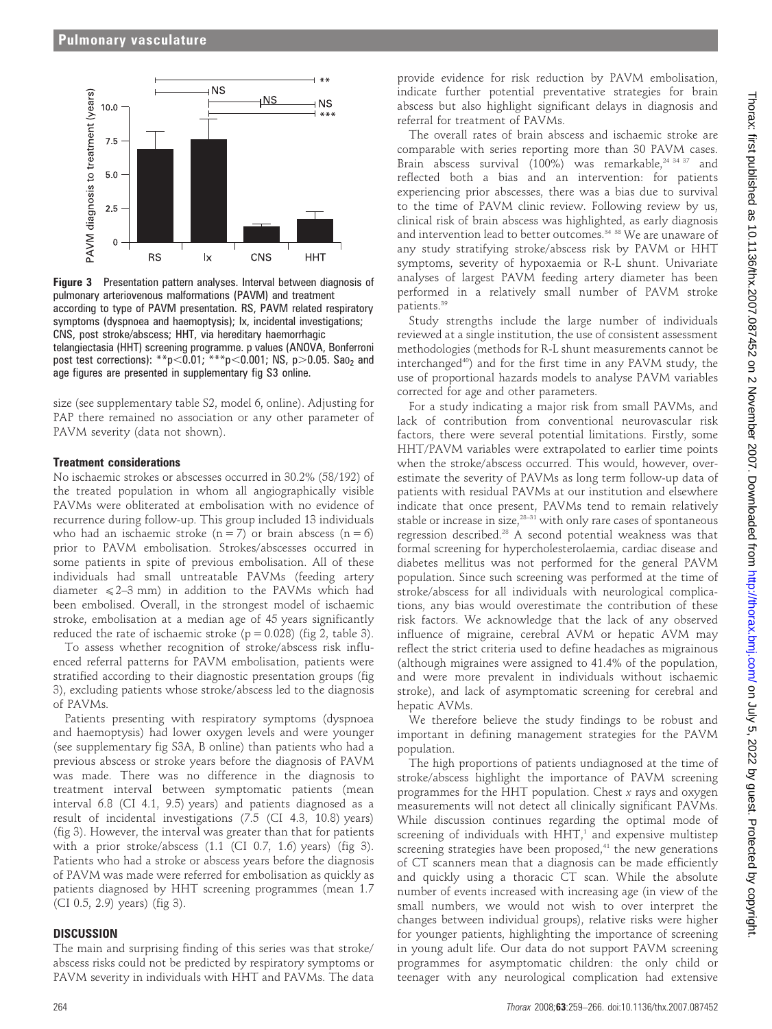**Figure 3** Presentation pattern analyses. Interval between diagnosis of pulmonary arteriovenous malformations (PAVM) and treatment according to type of PAVM presentation. RS, PAVM related respiratory symptoms (dyspnoea and haemoptysis); Ix, incidental investigations; CNS, post stroke/abscess; HHT, via hereditary haemorrhagic telangiectasia (HHT) screening programme. p values (ANOVA, Bonferroni post test corrections): \*\*$p<0.01$; \*\*\*$p<0.001$; NS, $p>0.05$. $Sao_2$ and age figures are presented in supplementary fig S3 online.

size (see supplementary table S2, model 6, online). Adjusting for PAP there remained no association or any other parameter of PAVM severity (data not shown).

### Treatment considerations

No ischaemic strokes or abscesses occurred in 30.2% (58/192) of the treated population in whom all angiographically visible PAVMs were obliterated at embolisation with no evidence of recurrence during follow-up. This group included 13 individuals who had an ischaemic stroke (n = 7) or brain abscess (n = 6) prior to PAVM embolisation. Strokes/abscesses occurred in some patients in spite of previous embolisation. All of these individuals had small untreatable PAVMs (feeding artery diameter ⩽2–3 mm) in addition to the PAVMs which had been embolised. Overall, in the strongest model of ischaemic stroke, embolisation at a median age of 45 years significantly reduced the rate of ischaemic stroke (p = 0.028) (fig 2, table 3).

To assess whether recognition of stroke/abscess risk influenced referral patterns for PAVM embolisation, patients were stratified according to their diagnostic presentation groups (fig 3), excluding patients whose stroke/abscess led to the diagnosis of PAVMs.

Patients presenting with respiratory symptoms (dyspnoea and haemoptysis) had lower oxygen levels and were younger (see supplementary fig S3A, B online) than patients who had a previous abscess or stroke years before the diagnosis of PAVM was made. There was no difference in the diagnosis to treatment interval between symptomatic patients (mean interval 6.8 (CI 4.1, 9.5) years) and patients diagnosed as a result of incidental investigations (7.5 (CI 4.3, 10.8) years) (fig 3). However, the interval was greater than that for patients with a prior stroke/abscess (1.1 (CI 0.7, 1.6) years) (fig 3). Patients who had a stroke or abscess years before the diagnosis of PAVM was made were referred for embolisation as quickly as patients diagnosed by HHT screening programmes (mean 1.7 (CI 0.5, 2.9) years) (fig 3).

## DISCUSSION

The main and surprising finding of this series was that stroke/abscess risks could not be predicted by respiratory symptoms or PAVM severity in individuals with HHT and PAVMs. The data provide evidence for risk reduction by PAVM embolisation, indicate further potential preventative strategies for brain abscess but also highlight significant delays in diagnosis and referral for treatment of PAVMs.

The overall rates of brain abscess and ischaemic stroke are comparable with series reporting more than 30 PAVM cases. Brain abscess survival (100%) was remarkable,[24 34 37] and reflected both a bias and an intervention: for patients experiencing prior abscesses, there was a bias due to survival to the time of PAVM clinic review. Following review by us, clinical risk of brain abscess was highlighted, as early diagnosis and intervention lead to better outcomes.[34 38] We are unaware of any study stratifying stroke/abscess risk by PAVM or HHT symptoms, severity of hypoxaemia or R-L shunt. Univariate analyses of largest PAVM feeding artery diameter has been performed in a relatively small number of PAVM stroke patients.[39]

Study strengths include the large number of individuals reviewed at a single institution, the use of consistent assessment methodologies (methods for R-L shunt measurements cannot be interchanged[40]) and for the first time in any PAVM study, the use of proportional hazards models to analyse PAVM variables corrected for age and other parameters.

For a study indicating a major risk from small PAVMs, and lack of contribution from conventional neurovascular risk factors, there were several potential limitations. Firstly, some HHT/PAVM variables were extrapolated to earlier time points when the stroke/abscess occurred. This would, however, overestimate the severity of PAVMs as long term follow-up data of patients with residual PAVMs at our institution and elsewhere indicate that once present, PAVMs tend to remain relatively stable or increase in size,[28–31] with only rare cases of spontaneous regression described.[28] A second potential weakness was that formal screening for hypercholesterolaemia, cardiac disease and diabetes mellitus was not performed for the general PAVM population. Since such screening was performed at the time of stroke/abscess for all individuals with neurological complications, any bias would overestimate the contribution of these risk factors. We acknowledge that the lack of any observed influence of migraine, cerebral AVM or hepatic AVM may reflect the strict criteria used to define headaches as migrainous (although migraines were assigned to 41.4% of the population, and were more prevalent in individuals without ischaemic stroke), and lack of asymptomatic screening for cerebral and hepatic AVMs.

We therefore believe the study findings to be robust and important in defining management strategies for the PAVM population.

The high proportions of patients undiagnosed at the time of stroke/abscess highlight the importance of PAVM screening programmes for the HHT population. Chest *x* rays and oxygen measurements will not detect all clinically significant PAVMs. While discussion continues regarding the optimal mode of screening of individuals with HHT,[1] and expensive multistep screening strategies have been proposed,[41] the new generations of CT scanners mean that a diagnosis can be made efficiently and quickly using a thoracic CT scan. While the absolute number of events increased with increasing age (in view of the small numbers, we would not wish to over interpret the changes between individual groups), relative risks were higher for younger patients, highlighting the importance of screening in young adult life. Our data do not support PAVM screening programmes for asymptomatic children: the only child or teenager with any neurological complication had extensive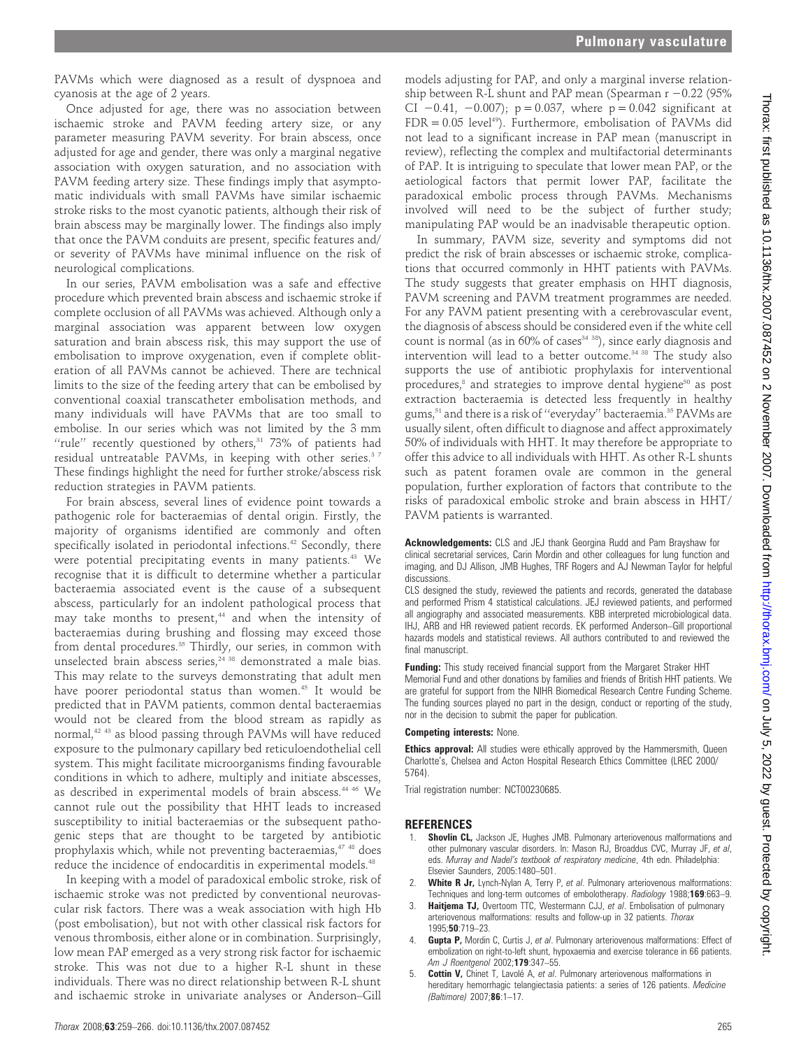PAVMs which were diagnosed as a result of dyspnoea and cyanosis at the age of 2 years.

Once adjusted for age, there was no association between ischaemic stroke and PAVM feeding artery size, or any parameter measuring PAVM severity. For brain abscess, once adjusted for age and gender, there was only a marginal negative association with oxygen saturation, and no association with PAVM feeding artery size. These findings imply that asymptomatic individuals with small PAVMs have similar ischaemic stroke risks to the most cyanotic patients, although their risk of brain abscess may be marginally lower. The findings also imply that once the PAVM conduits are present, specific features and/or severity of PAVMs have minimal influence on the risk of neurological complications.

In our series, PAVM embolisation was a safe and effective procedure which prevented brain abscess and ischaemic stroke if complete occlusion of all PAVMs was achieved. Although only a marginal association was apparent between low oxygen saturation and brain abscess risk, this may support the use of embolisation to improve oxygenation, even if complete obliteration of all PAVMs cannot be achieved. There are technical limits to the size of the feeding artery that can be embolised by conventional coaxial transcatheter embolisation methods, and many individuals will have PAVMs that are too small to embolise. In our series which was not limited by the 3 mm "rule" recently questioned by others,[31] 73% of patients had residual untreatable PAVMs, in keeping with other series.[3 7] These findings highlight the need for further stroke/abscess risk reduction strategies in PAVM patients.

For brain abscess, several lines of evidence point towards a pathogenic role for bacteraemias of dental origin. Firstly, the majority of organisms identified are commonly and often specifically isolated in periodontal infections.[42] Secondly, there were potential precipitating events in many patients.[43] We recognise that it is difficult to determine whether a particular bacteraemia associated event is the cause of a subsequent abscess, particularly for an indolent pathological process that may take months to present,[44] and when the intensity of bacteraemias during brushing and flossing may exceed those from dental procedures.[35] Thirdly, our series, in common with unselected brain abscess series,[24 38] demonstrated a male bias. This may relate to the surveys demonstrating that adult men have poorer periodontal status than women.[45] It would be predicted that in PAVM patients, common dental bacteraemias would not be cleared from the blood stream as rapidly as normal,[42 43] as blood passing through PAVMs will have reduced exposure to the pulmonary capillary bed reticuloendothelial cell system. This might facilitate microorganisms finding favourable conditions in which to adhere, multiply and initiate abscesses, as described in experimental models of brain abscess.[44 46] We cannot rule out the possibility that HHT leads to increased susceptibility to initial bacteraemias or the subsequent pathogenic steps that are thought to be targeted by antibiotic prophylaxis which, while not preventing bacteraemias,[47 48] does reduce the incidence of endocarditis in experimental models.[48]

In keeping with a model of paradoxical embolic stroke, risk of ischaemic stroke was not predicted by conventional neurovascular risk factors. There was a weak association with high Hb (post embolisation), but not with other classical risk factors for venous thrombosis, either alone or in combination. Surprisingly, low mean PAP emerged as a very strong risk factor for ischaemic stroke. This was not due to a higher R-L shunt in these individuals. There was no direct relationship between R-L shunt and ischaemic stroke in univariate analyses or Anderson–Gill models adjusting for PAP, and only a marginal inverse relationship between R-L shunt and PAP mean (Spearman $r -0.22$ (95% CI $-0.41$, $-0.007$); $p = 0.037$, where $p = 0.042$ significant at $FDR = 0.05$ level[49]). Furthermore, embolisation of PAVMs did not lead to a significant increase in PAP mean (manuscript in review), reflecting the complex and multifactorial determinants of PAP. It is intriguing to speculate that lower mean PAP, or the aetiological factors that permit lower PAP, facilitate the paradoxical embolic process through PAVMs. Mechanisms involved will need to be the subject of further study; manipulating PAP would be an inadvisable therapeutic option.

In summary, PAVM size, severity and symptoms did not predict the risk of brain abscesses or ischaemic stroke, complications that occurred commonly in HHT patients with PAVMs. The study suggests that greater emphasis on HHT diagnosis, PAVM screening and PAVM treatment programmes are needed. For any PAVM patient presenting with a cerebrovascular event, the diagnosis of abscess should be considered even if the white cell count is normal (as in 60% of cases[34 38]), since early diagnosis and intervention will lead to a better outcome.[34 38] The study also supports the use of antibiotic prophylaxis for interventional procedures,[8] and strategies to improve dental hygiene[50] as post extraction bacteraemia is detected less frequently in healthy gums,[51] and there is a risk of "everyday" bacteraemia.[35] PAVMs are usually silent, often difficult to diagnose and affect approximately 50% of individuals with HHT. It may therefore be appropriate to offer this advice to all individuals with HHT. As other R-L shunts such as patent foramen ovale are common in the general population, further exploration of factors that contribute to the risks of paradoxical embolic stroke and brain abscess in HHT/PAVM patients is warranted.

**Acknowledgements:** CLS and JEJ thank Georgina Rudd and Pam Brayshaw for clinical secretarial services, Carin Mordin and other colleagues for lung function and imaging, and DJ Allison, JMB Hughes, TRF Rogers and AJ Newman Taylor for helpful discussions.

CLS designed the study, reviewed the patients and records, generated the database and performed Prism 4 statistical calculations. JEJ reviewed patients, and performed all angiography and associated measurements. KBB interpreted microbiological data. IHJ, ARB and HR reviewed patient records. EK performed Anderson–Gill proportional hazards models and statistical reviews. All authors contributed to and reviewed the final manuscript.

**Funding:** This study received financial support from the Margaret Straker HHT Memorial Fund and other donations by families and friends of British HHT patients. We are grateful for support from the NIHR Biomedical Research Centre Funding Scheme. The funding sources played no part in the design, conduct or reporting of the study, nor in the decision to submit the paper for publication.

**Competing interests:** None.

**Ethics approval:** All studies were ethically approved by the Hammersmith, Queen Charlotte's, Chelsea and Acton Hospital Research Ethics Committee (LREC 2000/5764).

Trial registration number: NCT00230685.

## REFERENCES

1. **Shovlin CL,** Jackson JE, Hughes JMB. Pulmonary arteriovenous malformations and other pulmonary vascular disorders. In: Mason RJ, Broaddus CVC, Murray JF, *et al*, eds. *Murray and Nadel's textbook of respiratory medicine*, 4th edn. Philadelphia: Elsevier Saunders, 2005:1480–501.
2. **White R Jr,** Lynch-Nylan A, Terry P, *et al*. Pulmonary arteriovenous malformations: Techniques and long-term outcomes of embolotherapy. *Radiology* 1988;**169**:663–9.
3. **Haitjema TJ,** Overtoom TTC, Westermann CJJ, *et al*. Embolisation of pulmonary arteriovenous malformations: results and follow-up in 32 patients. *Thorax* 1995;**50**:719–23.
4. **Gupta P,** Mordin C, Curtis J, *et al*. Pulmonary arteriovenous malformations: Effect of embolization on right-to-left shunt, hypoxaemia and exercise tolerance in 66 patients. *Am J Roentgenol* 2002;**179**:347–55.
5. **Cottin V,** Chinet T, Lavolé A, *et al*. Pulmonary arteriovenous malformations in hereditary hemorrhagic telangiectasia patients: a series of 126 patients. *Medicine (Baltimore)* 2007;**86**:1–17.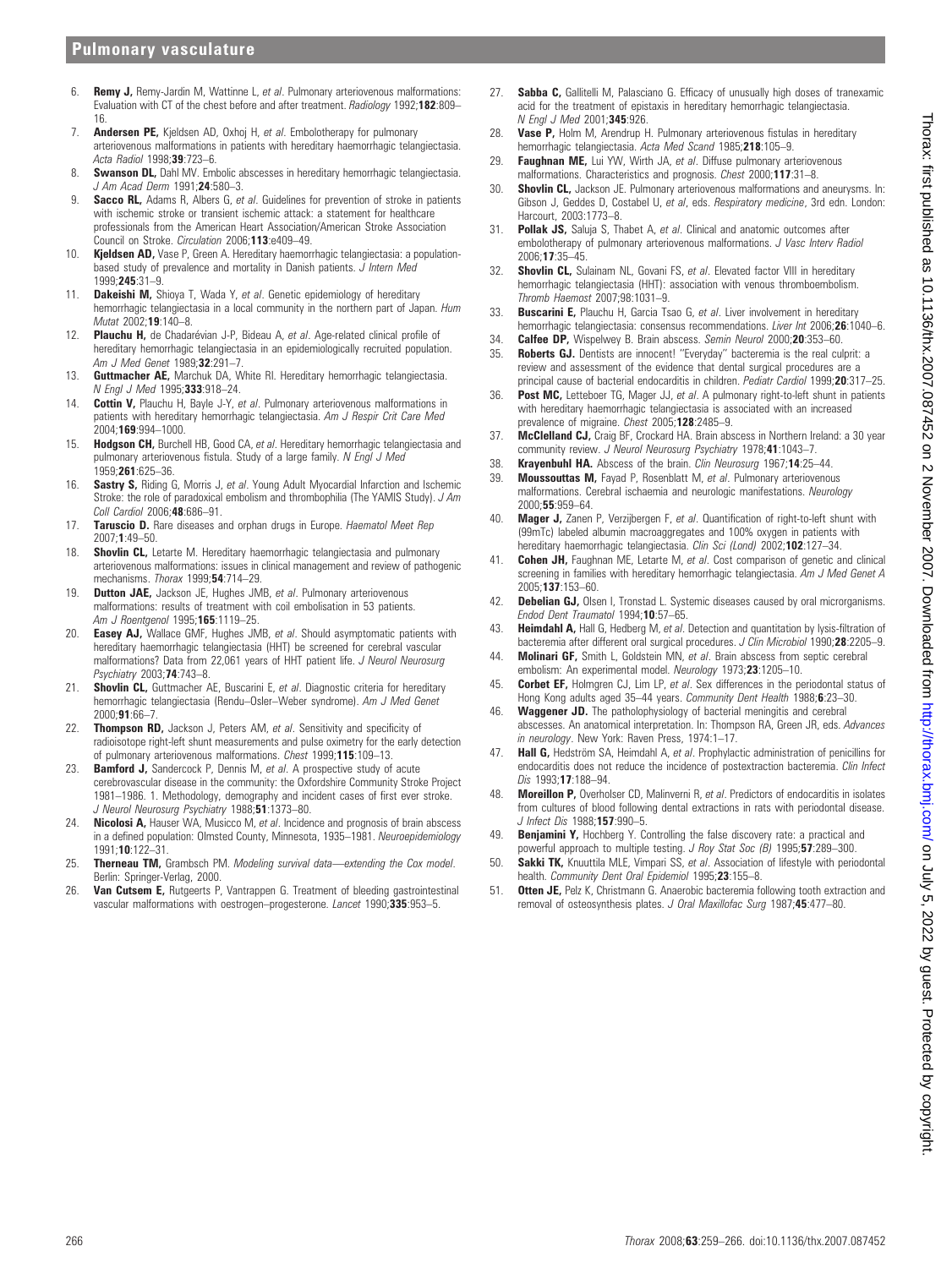6. **Remy J,** Remy-Jardin M, Wattinne L, *et al*. Pulmonary arteriovenous malformations: Evaluation with CT of the chest before and after treatment. *Radiology* 1992;**182**:809–16.
7. **Andersen PE,** Kjeldsen AD, Oxhoj H, *et al*. Embolotherapy for pulmonary arteriovenous malformations in patients with hereditary haemorrhagic telangiectasia. *Acta Radiol* 1998;**39**:723–6.
8. **Swanson DL,** Dahl MV. Embolic abscesses in hereditary hemorrhagic telangiectasia. *J Am Acad Derm* 1991;**24**:580–3.
9. **Sacco RL,** Adams R, Albers G, *et al*. Guidelines for prevention of stroke in patients with ischemic stroke or transient ischemic attack: a statement for healthcare professionals from the American Heart Association/American Stroke Association Council on Stroke. *Circulation* 2006;**113**:e409–49.
10. **Kjeldsen AD,** Vase P, Green A. Hereditary haemorrhagic telangiectasia: a population-based study of prevalence and mortality in Danish patients. *J Intern Med* 1999;**245**:31–9.
11. **Dakeishi M,** Shioya T, Wada Y, *et al*. Genetic epidemiology of hereditary hemorrhagic telangiectasia in a local community in the northern part of Japan. *Hum Mutat* 2002;**19**:140–8.
12. **Plauchu H,** de Chadarévian J-P, Bideau A, *et al*. Age-related clinical profile of hereditary hemorrhagic telangiectasia in an epidemiologically recruited population. *Am J Med Genet* 1989;**32**:291–7.
13. **Guttmacher AE,** Marchuk DA, White RI. Hereditary hemorrhagic telangiectasia. *N Engl J Med* 1995;**333**:918–24.
14. **Cottin V,** Plauchu H, Bayle J-Y, *et al*. Pulmonary arteriovenous malformations in patients with hereditary hemorrhagic telangiectasia. *Am J Respir Crit Care Med* 2004;**169**:994–1000.
15. **Hodgson CH,** Burchell HB, Good CA, *et al*. Hereditary hemorrhagic telangiectasia and pulmonary arteriovenous fistula. Study of a large family. *N Engl J Med* 1959;**261**:625–36.
16. **Sastry S,** Riding G, Morris J, *et al*. Young Adult Myocardial Infarction and Ischemic Stroke: the role of paradoxical embolism and thrombophilia (The YAMIS Study). *J Am Coll Cardiol* 2006;**48**:686–91.
17. **Taruscio D.** Rare diseases and orphan drugs in Europe. *Haematol Meet Rep* 2007;**1**:49–50.
18. **Shovlin CL,** Letarte M. Hereditary haemorrhagic telangiectasia and pulmonary arteriovenous malformations: issues in clinical management and review of pathogenic mechanisms. *Thorax* 1999;**54**:714–29.
19. **Dutton JAE,** Jackson JE, Hughes JMB, *et al*. Pulmonary arteriovenous malformations: results of treatment with coil embolisation in 53 patients. *Am J Roentgenol* 1995;**165**:1119–25.
20. **Easey AJ,** Wallace GMF, Hughes JMB, *et al*. Should asymptomatic patients with hereditary haemorrhagic telangiectasia (HHT) be screened for cerebral vascular malformations? Data from 22,061 years of HHT patient life. *J Neurol Neurosurg Psychiatry* 2003;**74**:743–8.
21. **Shovlin CL,** Guttmacher AE, Buscarini E, *et al*. Diagnostic criteria for hereditary hemorrhagic telangiectasia (Rendu–Osler–Weber syndrome). *Am J Med Genet* 2000;**91**:66–7.
22. **Thompson RD,** Jackson J, Peters AM, *et al*. Sensitivity and specificity of radioisotope right-left shunt measurements and pulse oximetry for the early detection of pulmonary arteriovenous malformations. *Chest* 1999;**115**:109–13.
23. **Bamford J,** Sandercock P, Dennis M, *et al*. A prospective study of acute cerebrovascular disease in the community: the Oxfordshire Community Stroke Project 1981–1986. 1. Methodology, demography and incident cases of first ever stroke. *J Neurol Neurosurg Psychiatry* 1988;**51**:1373–80.
24. **Nicolosi A,** Hauser WA, Musicco M, *et al*. Incidence and prognosis of brain abscess in a defined population: Olmsted County, Minnesota, 1935–1981. *Neuroepidemiology* 1991;**10**:122–31.
25. **Therneau TM,** Grambsch PM. *Modeling survival data—extending the Cox model*. Berlin: Springer-Verlag, 2000.
26. **Van Cutsem E,** Rutgeerts P, Vantrappen G. Treatment of bleeding gastrointestinal vascular malformations with oestrogen–progesterone. *Lancet* 1990;**335**:953–5.
27. **Sabba C,** Gallitelli M, Palasciano G. Efficacy of unusually high doses of tranexamic acid for the treatment of epistaxis in hereditary hemorrhagic telangiectasia. *N Engl J Med* 2001;**345**:926.
28. **Vase P,** Holm M, Arendrup H. Pulmonary arteriovenous fistulas in hereditary hemorrhagic telangiectasia. *Acta Med Scand* 1985;**218**:105–9.
29. **Faughnan ME,** Lui YW, Wirth JA, *et al*. Diffuse pulmonary arteriovenous malformations. Characteristics and prognosis. *Chest* 2000;**117**:31–8.
30. **Shovlin CL,** Jackson JE. Pulmonary arteriovenous malformations and aneurysms. In: Gibson J, Geddes D, Costabel U, *et al*, eds. *Respiratory medicine*, 3rd edn. London: Harcourt, 2003:1773–8.
31. **Pollak JS,** Saluja S, Thabet A, *et al*. Clinical and anatomic outcomes after embolotherapy of pulmonary arteriovenous malformations. *J Vasc Interv Radiol* 2006;**17**:35–45.
32. **Shovlin CL,** Sulainam NL, Govani FS, *et al*. Elevated factor VIII in hereditary hemorrhagic telangiectasia (HHT): association with venous thromboembolism. *Thromb Haemost* 2007;98:1031–9.
33. **Buscarini E,** Plauchu H, Garcia Tsao G, *et al*. Liver involvement in hereditary hemorrhagic telangiectasia: consensus recommendations. *Liver Int* 2006;**26**:1040–6.
34. **Calfee DP,** Wispelwey B. Brain abscess. *Semin Neurol* 2000;**20**:353–60.
35. **Roberts GJ.** Dentists are innocent! "Everyday" bacteremia is the real culprit: a review and assessment of the evidence that dental surgical procedures are a principal cause of bacterial endocarditis in children. *Pediatr Cardiol* 1999;**20**:317–25.
36. **Post MC,** Letteboer TG, Mager JJ, *et al*. A pulmonary right-to-left shunt in patients with hereditary haemorrhagic telangiectasia is associated with an increased prevalence of migraine. *Chest* 2005;**128**:2485–9.
37. **McClelland CJ,** Craig BF, Crockard HA. Brain abscess in Northern Ireland: a 30 year community review. *J Neurol Neurosurg Psychiatry* 1978;**41**:1043–7.
38. **Krayenbuhl HA.** Abscess of the brain. *Clin Neurosurg* 1967;**14**:25–44.
39. **Moussouttas M,** Fayad P, Rosenblatt M, *et al*. Pulmonary arteriovenous malformations. Cerebral ischaemia and neurologic manifestations. *Neurology* 2000;**55**:959–64.
40. **Mager J,** Zanen P, Verzijbergen F, *et al*. Quantification of right-to-left shunt with (99mTc) labeled albumin macroaggregates and 100% oxygen in patients with hereditary haemorrhagic telangiectasia. *Clin Sci (Lond)* 2002;**102**:127–34.
41. **Cohen JH,** Faughnan ME, Letarte M, *et al*. Cost comparison of genetic and clinical screening in families with hereditary hemorrhagic telangiectasia. *Am J Med Genet A* 2005;**137**:153–60.
42. **Debelian GJ,** Olsen I, Tronstad L. Systemic diseases caused by oral microrganisms. *Endod Dent Traumatol* 1994;**10**:57–65.
43. **Heimdahl A,** Hall G, Hedberg M, *et al*. Detection and quantitation by lysis-filtration of bacteremia after different oral surgical procedures. *J Clin Microbiol* 1990;**28**:2205–9.
44. **Molinari GF,** Smith L, Goldstein MN, *et al*. Brain abscess from septic cerebral embolism: An experimental model. *Neurology* 1973;**23**:1205–10.
45. **Corbet EF,** Holmgren CJ, Lim LP, *et al*. Sex differences in the periodontal status of Hong Kong adults aged 35–44 years. *Community Dent Health* 1988;**6**:23–30.
46. **Waggener JD.** The pathophysiology of bacterial meningitis and cerebral abscesses. An anatomical interpretation. In: Thompson RA, Green JR, eds. *Advances in neurology*. New York: Raven Press, 1974:1–17.
47. **Hall G,** Hedström SA, Heimdahl A, *et al*. Prophylactic administration of penicillins for endocarditis does not reduce the incidence of postextraction bacteremia. *Clin Infect Dis* 1993;**17**:188–94.
48. **Moreillon P,** Overholser CD, Malinverni R, *et al*. Predictors of endocarditis in isolates from cultures of blood following dental extractions in rats with periodontal disease. *J Infect Dis* 1988;**157**:990–5.
49. **Benjamini Y,** Hochberg Y. Controlling the false discovery rate: a practical and powerful approach to multiple testing. *J Roy Stat Soc (B)* 1995;**57**:289–300.
50. **Sakki TK,** Knuuttila MLE, Vimpari SS, *et al*. Association of lifestyle with periodontal health. *Community Dent Oral Epidemiol* 1995;**23**:155–8.
51. **Otten JE,** Pelz K, Christmann G. Anaerobic bacteremia following tooth extraction and removal of osteosynthesis plates. *J Oral Maxillofac Surg* 1987;**45**:477–80.